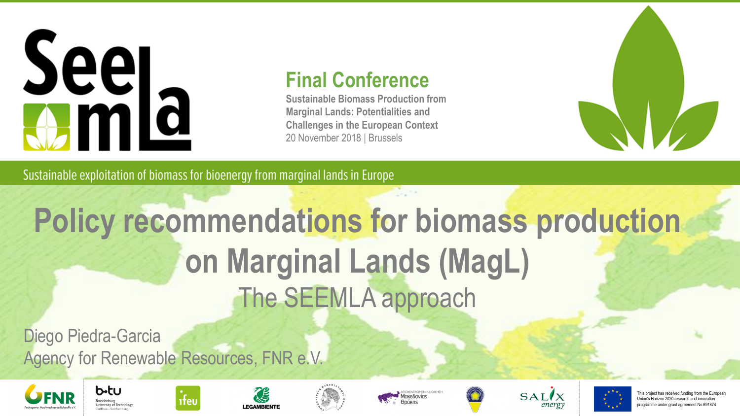# Policy recommendations for biomass production on Marginal Lands (MagL)

## The SEEMLA approach

**Final Conference**

**Sustainable Biomass Production from Marginal Lands: Potentialities and Challenges in the European Context**

20 November 2018 | Brussels

Sustainable exploitation of biomass for bioenergy from marginal lands in Europe

Diego Piedra-Garcia

Agency for Renewable Resources, FNR e.V.

This project has received funding from the European Union's Horizon 2020 research and innovation programme under grant agreement No 691874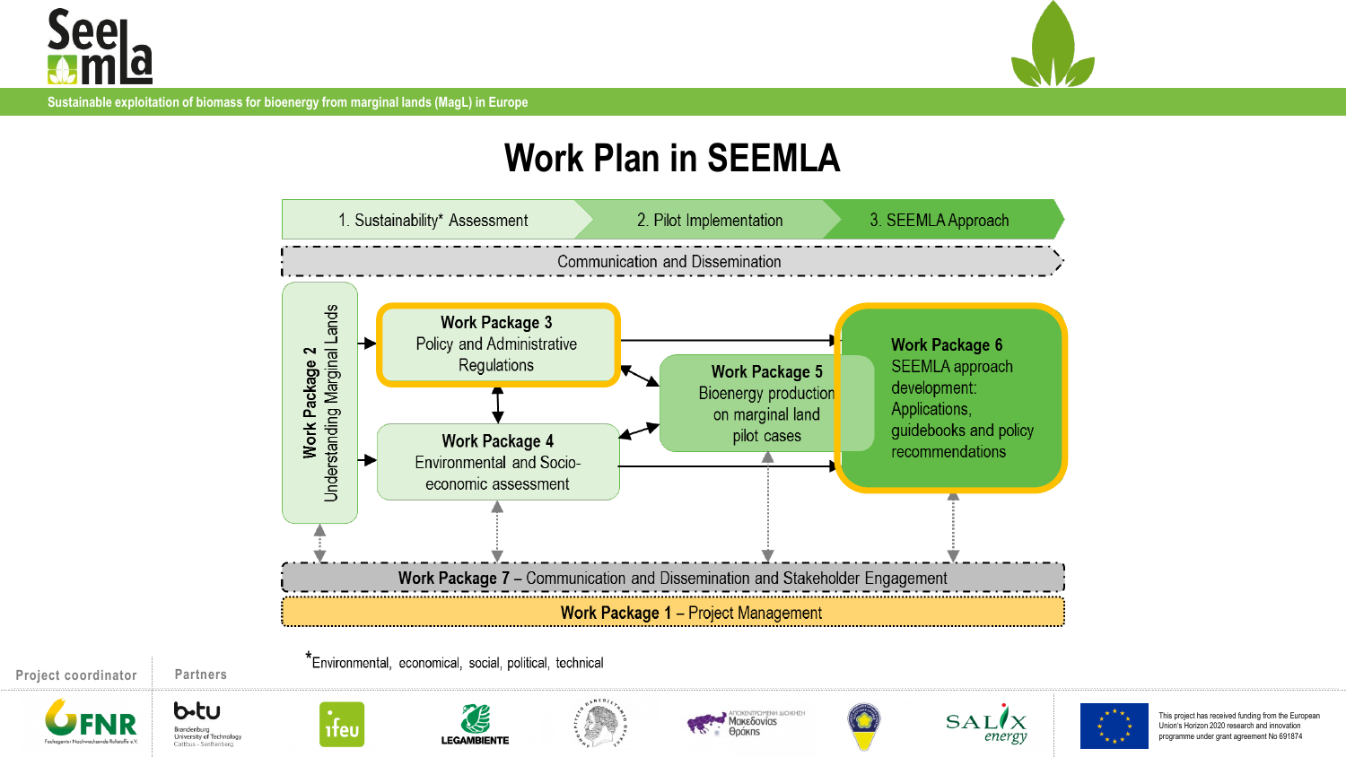Sustainable exploitation of biomass for bioenergy from marginal lands (MagL) in Europe

# Work Plan in SEEMLA

1. Sustainability* Assessment → 2. Pilot Implementation → 3. SEEMLA Approach

Communication and Dissemination

**Work Package 2**
Understanding Marginal Lands

**Work Package 3**
Policy and Administrative Regulations

**Work Package 4**
Environmental and Socio-economic assessment

**Work Package 5**
Bioenergy production on marginal land pilot cases

**Work Package 6**
SEEMLA approach development: Applications, guidebooks and policy recommendations

**Work Package 7** – Communication and Dissemination and Stakeholder Engagement

**Work Package 1** – Project Management

*Environmental, economical, social, political, technical

Project coordinator

Partners

This project has received funding from the European Union's Horizon 2020 research and innovation programme under grant agreement No 691874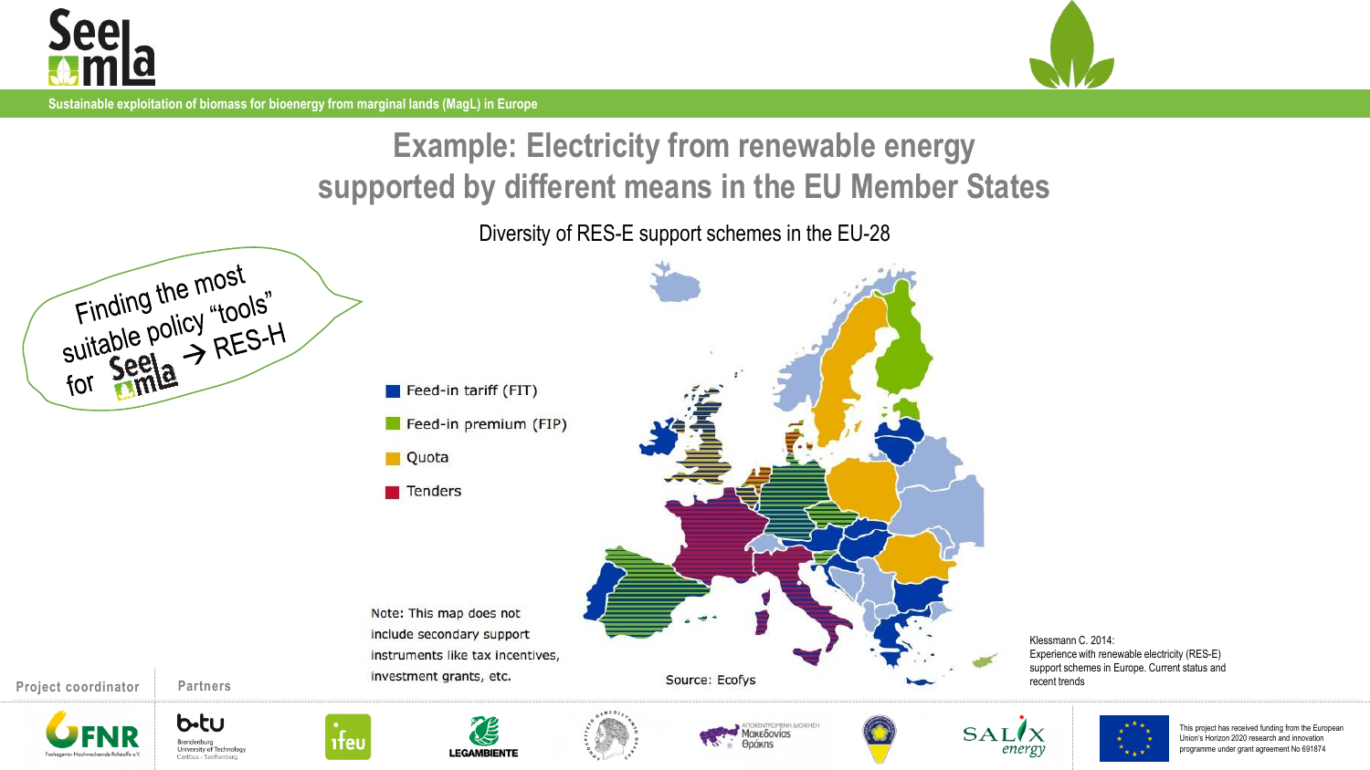# Example: Electricity from renewable energy supported by different means in the EU Member States

Diversity of RES-E support schemes in the EU-28

Finding the most suitable policy "tools" for SeeMLa → RES-H

- Feed-in tariff (FIT)
- Feed-in premium (FIP)
- Quota
- Tenders

Note: This map does not include secondary support instruments like tax incentives, investment grants, etc.

Source: Ecofys

Klessmann C. 2014: Experience with renewable electricity (RES-E) support schemes in Europe. Current status and recent trends

Project coordinator

Partners

This project has received funding from the European Union's Horizon 2020 research and innovation programme under grant agreement No 691874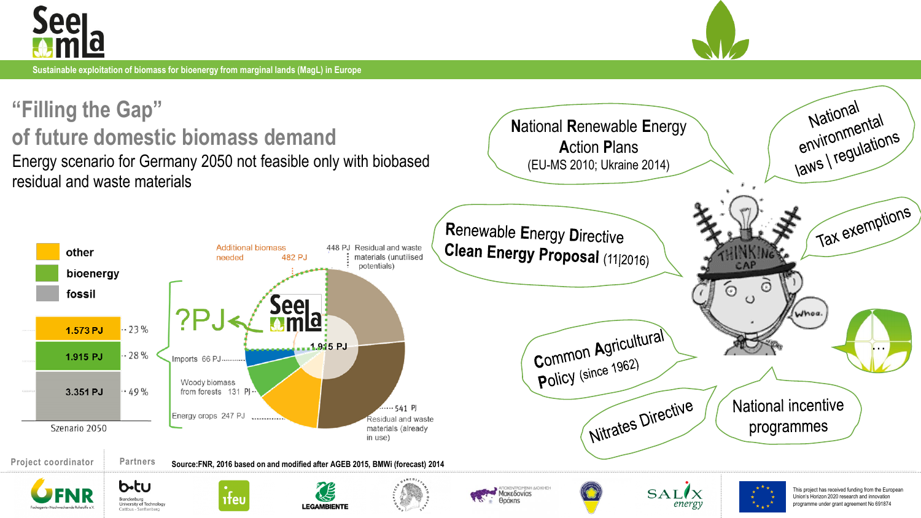# "Filling the Gap" of future domestic biomass demand

Energy scenario for Germany 2050 not feasible only with biobased residual and waste materials

| Szenario 2050 | PJ | % |
|---|---|---|
| other | 1.573 PJ | 23 % |
| bioenergy | 1.915 PJ | 28 % |
| fossil | 3.351 PJ | 49 % |

Bioenergy 1.915 PJ:

- Additional biomass needed 482 PJ
- ?PJ
- 448 PJ Residual and waste materials (unutilised potentials)
- Imports 66 PJ
- Woody biomass from forests 131 PJ
- Energy crops 247 PJ
- 541 PJ Residual and waste materials (already in use)

Source: FNR, 2016 based on and modified after AGEB 2015, BMWi (forecast) 2014

- National Renewable Energy Action Plans (EU-MS 2010; Ukraine 2014)
- National environmental laws | regulations
- Renewable Energy Directive
- Clean Energy Proposal (11|2016)
- Tax exemptions
- Common Agricultural Policy (since 1962)
- Nitrates Directive
- National incentive programmes
- …

Project coordinator: FNR

Partners: b-tu, ifeu, Legambiente, Salix energy

This project has received funding from the European Union's Horizon 2020 research and innovation programme under grant agreement No 691874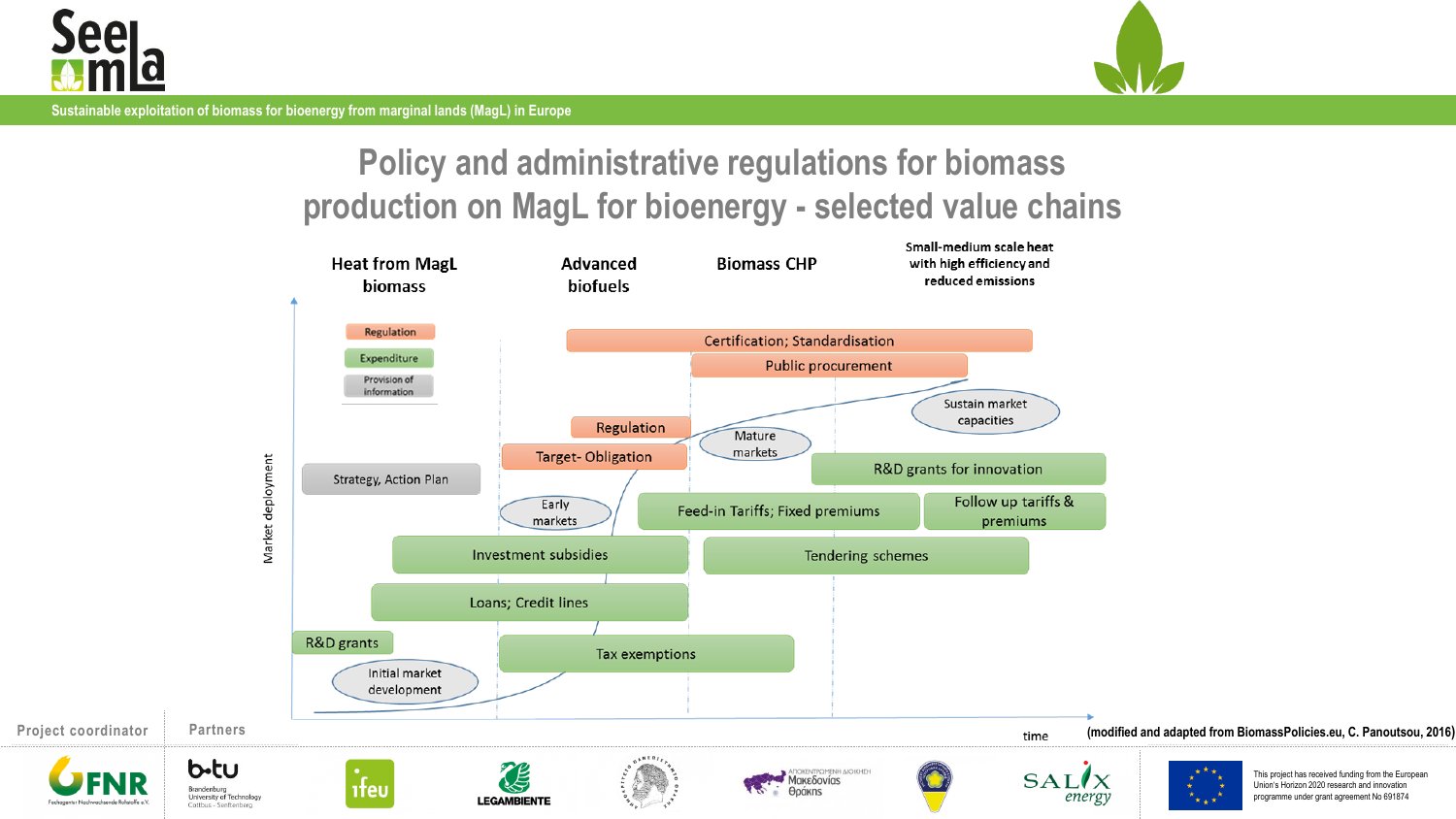# Policy and administrative regulations for biomass production on MagL for bioenergy - selected value chains

| Heat from MagL biomass | Advanced biofuels | Biomass CHP | Small-medium scale heat with high efficiency and reduced emissions |
|---|---|---|---|

Legend: Regulation; Expenditure; Provision of information

- Certification; Standardisation
- Public procurement
- Sustain market capacities
- Regulation
- Mature markets
- Target- Obligation
- Strategy, Action Plan
- R&D grants for innovation
- Early markets
- Feed-in Tariffs; Fixed premiums
- Follow up tariffs & premiums
- Investment subsidies
- Tendering schemes
- Loans; Credit lines
- R&D grants
- Tax exemptions
- Initial market development

Market deployment / time

(modified and adapted from BiomassPolicies.eu, C. Panoutsou, 2016)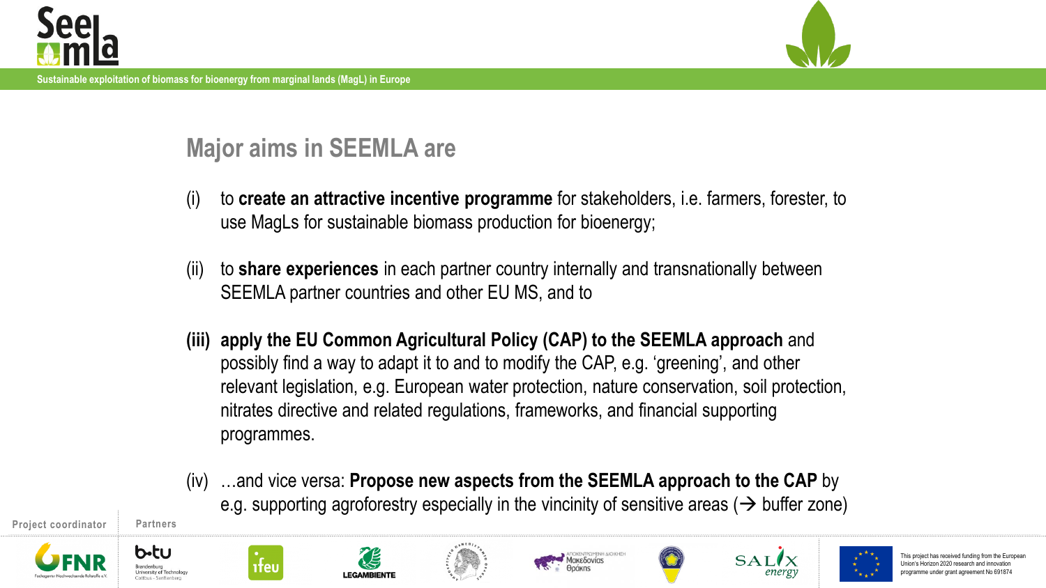## Major aims in SEEMLA are

(i) to **create an attractive incentive programme** for stakeholders, i.e. farmers, forester, to use MagLs for sustainable biomass production for bioenergy;

(ii) to **share experiences** in each partner country internally and transnationally between SEEMLA partner countries and other EU MS, and to

**(iii) apply the EU Common Agricultural Policy (CAP) to the SEEMLA approach** and possibly find a way to adapt it to and to modify the CAP, e.g. 'greening', and other relevant legislation, e.g. European water protection, nature conservation, soil protection, nitrates directive and related regulations, frameworks, and financial supporting programmes.

(iv) …and vice versa: **Propose new aspects from the SEEMLA approach to the CAP** by e.g. supporting agroforestry especially in the vicinity of sensitive areas (→ buffer zone)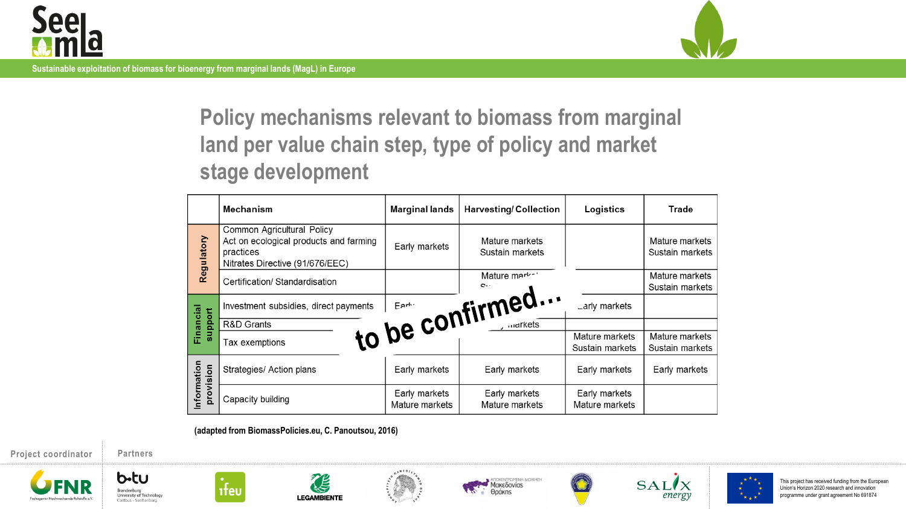# Policy mechanisms relevant to biomass from marginal land per value chain step, type of policy and market stage development

| | Mechanism | Marginal lands | Harvesting/ Collection | Logistics | Trade |
|---|---|---|---|---|---|
| Regulatory | Common Agricultural Policy<br>Act on ecological products and farming practices<br>Nitrates Directive (91/676/EEC) | Early markets | Mature markets<br>Sustain markets | | Mature markets<br>Sustain markets |
| | Certification/ Standardisation | | Mature mark...<br>Su... | | Mature markets<br>Sustain markets |
| Financial support | Investment subsidies, direct payments | Earl... | | ...arly markets | |
| | R&D Grants | | ...markets | | |
| | Tax exemptions | | | Mature markets<br>Sustain markets | Mature markets<br>Sustain markets |
| Information provision | Strategies/ Action plans | Early markets | Early markets | Early markets | Early markets |
| | Capacity building | Early markets<br>Mature markets | Early markets<br>Mature markets | Early markets<br>Mature markets | |

to be confirmed...

(adapted from BiomassPolicies.eu, C. Panoutsou, 2016)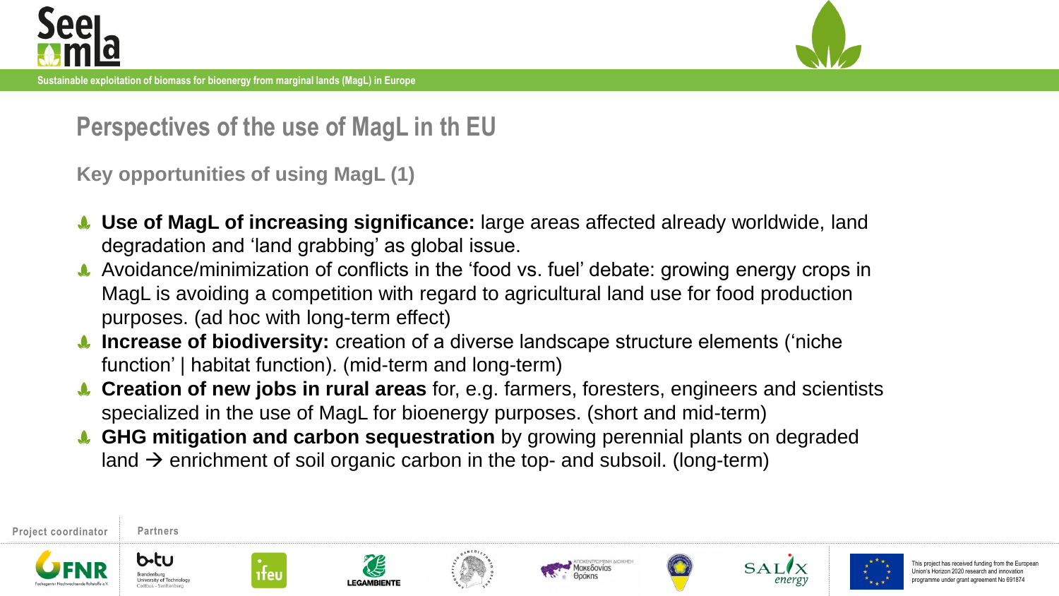## Perspectives of the use of MagL in th EU

### Key opportunities of using MagL (1)

- **Use of MagL of increasing significance:** large areas affected already worldwide, land degradation and 'land grabbing' as global issue.
- Avoidance/minimization of conflicts in the 'food vs. fuel' debate: growing energy crops in MagL is avoiding a competition with regard to agricultural land use for food production purposes. (ad hoc with long-term effect)
- **Increase of biodiversity:** creation of a diverse landscape structure elements ('niche function' | habitat function). (mid-term and long-term)
- **Creation of new jobs in rural areas** for, e.g. farmers, foresters, engineers and scientists specialized in the use of MagL for bioenergy purposes. (short and mid-term)
- **GHG mitigation and carbon sequestration** by growing perennial plants on degraded land → enrichment of soil organic carbon in the top- and subsoil. (long-term)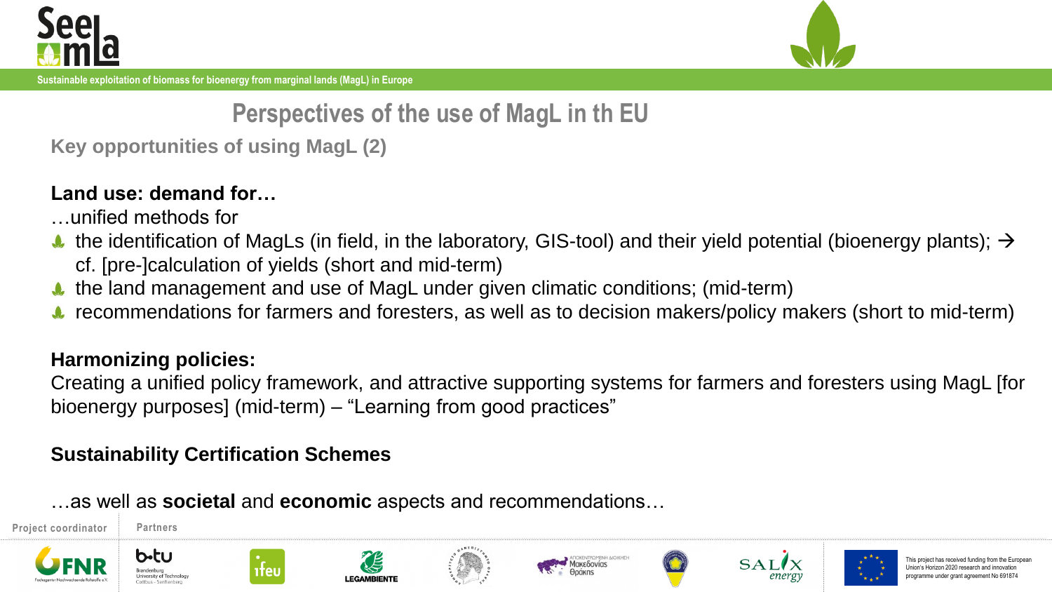# Perspectives of the use of MagL in th EU

## Key opportunities of using MagL (2)

**Land use: demand for…**

…unified methods for

- the identification of MagLs (in field, in the laboratory, GIS-tool) and their yield potential (bioenergy plants); → cf. [pre-]calculation of yields (short and mid-term)
- the land management and use of MagL under given climatic conditions; (mid-term)
- recommendations for farmers and foresters, as well as to decision makers/policy makers (short to mid-term)

**Harmonizing policies:**

Creating a unified policy framework, and attractive supporting systems for farmers and foresters using MagL [for bioenergy purposes] (mid-term) – "Learning from good practices"

**Sustainability Certification Schemes**

…as well as **societal** and **economic** aspects and recommendations…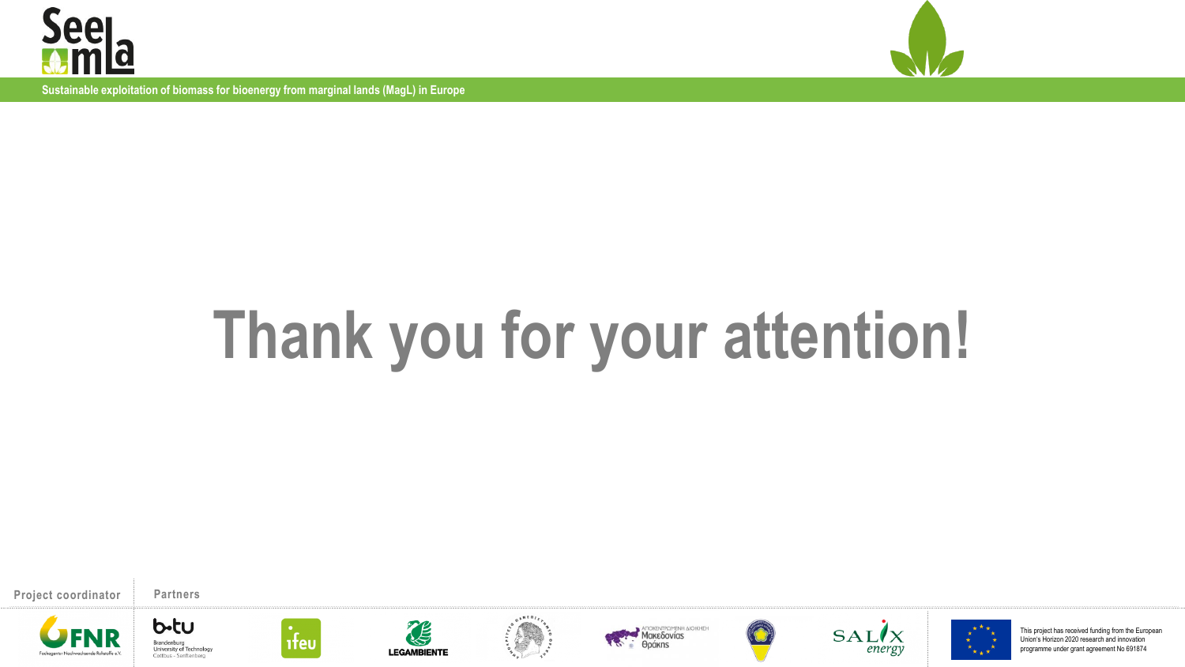Sustainable exploitation of biomass for bioenergy from marginal lands (MagL) in Europe

# Thank you for your attention!

Project coordinator

Partners

This project has received funding from the European Union's Horizon 2020 research and innovation programme under grant agreement No 691874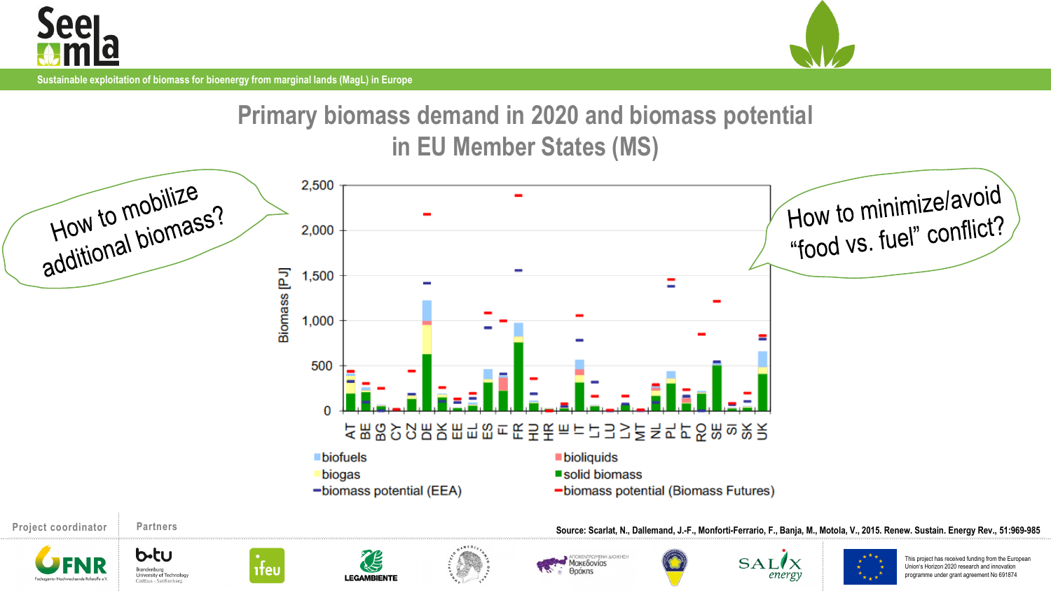Sustainable exploitation of biomass for bioenergy from marginal lands (MagL) in Europe

# Primary biomass demand in 2020 and biomass potential in EU Member States (MS)

How to mobilize additional biomass?

How to minimize/avoid "food vs. fuel" conflict?

Biomass [PJ]

2,500
2,000
1,500
1,000
500
0

AT BE BG CY CZ DE DK EE EL ES FI FR HU HR IE IT LT LU LV MT NL PL PT RO SE SI SK UK

biofuels
biogas
biomass potential (EEA)
bioliquids
solid biomass
biomass potential (Biomass Futures)

Source: Scarlat, N., Dallemand, J.-F., Monforti-Ferrario, F., Banja, M., Motola, V., 2015. Renew. Sustain. Energy Rev., 51:969-985

Project coordinator

Partners

This project has received funding from the European Union's Horizon 2020 research and innovation programme under grant agreement No 691874